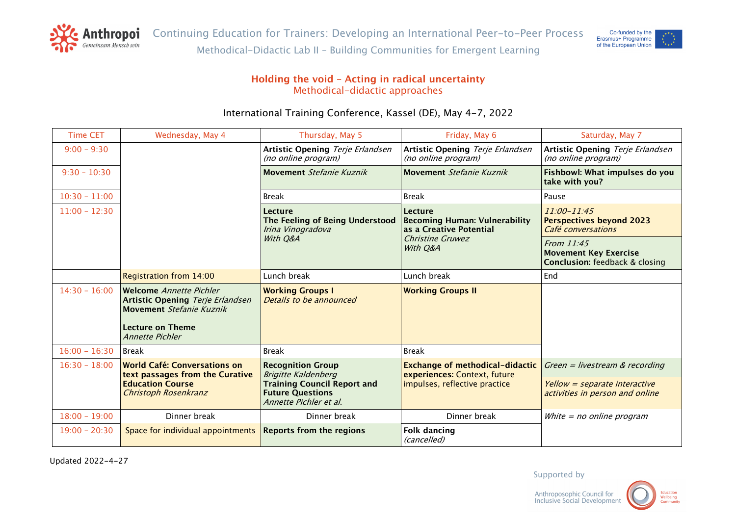Anthropoi
*Gemeinsam Mensch sein*

Continuing Education for Trainers: Developing an International Peer-to-Peer Process

Methodical-Didactic Lab II – Building Communities for Emergent Learning

Co-funded by the Erasmus+ Programme of the European Union

## Holding the void – Acting in radical uncertainty

### Methodical-didactic approaches

International Training Conference, Kassel (DE), May 4-7, 2022

| Time CET | Wednesday, May 4 | Thursday, May 5 | Friday, May 6 | Saturday, May 7 |
|---|---|---|---|---|
| 9:00 - 9:30 | | **Artistic Opening** *Terje Erlandsen (no online program)* | **Artistic Opening** *Terje Erlandsen (no online program)* | **Artistic Opening** *Terje Erlandsen (no online program)* |
| 9:30 - 10:30 | | **Movement** *Stefanie Kuznik* | **Movement** *Stefanie Kuznik* | **Fishbowl: What impulses do you take with you?** |
| 10:30 - 11:00 | | Break | Break | Pause |
| 11:00 - 12:30 | | **Lecture The Feeling of Being Understood** *Irina Vinogradova With Q&A* | **Lecture Becoming Human: Vulnerability as a Creative Potential** *Christine Gruwez With Q&A* | *11:00-11:45* **Perspectives beyond 2023** *Café conversations* <br> *From 11:45* **Movement Key Exercise Conclusion:** feedback & closing |
| | Registration from 14:00 | Lunch break | Lunch break | End |
| 14:30 - 16:00 | **Welcome** *Annette Pichler* **Artistic Opening** *Terje Erlandsen* **Movement** *Stefanie Kuznik* <br> **Lecture on Theme** *Annette Pichler* | **Working Groups I** *Details to be announced* | **Working Groups II** | |
| 16:00 - 16:30 | Break | Break | Break | |
| 16:30 - 18:00 | **World Café: Conversations on text passages from the Curative Education Course** *Christoph Rosenkranz* | **Recognition Group** *Brigitte Kaldenberg* **Training Council Report and Future Questions** *Annette Pichler et al.* | **Exchange of methodical-didactic experiences:** Context, future impulses, reflective practice | *Green = livestream & recording* <br> *Yellow = separate interactive activities in person and online* |
| 18:00 - 19:00 | Dinner break | Dinner break | Dinner break | *White = no online program* |
| 19:00 - 20:30 | Space for individual appointments | **Reports from the regions** | **Folk dancing** *(cancelled)* | |

Updated 2022-4-27

Supported by

Anthroposophic Council for Inclusive Social Development — Education Wellbeing Community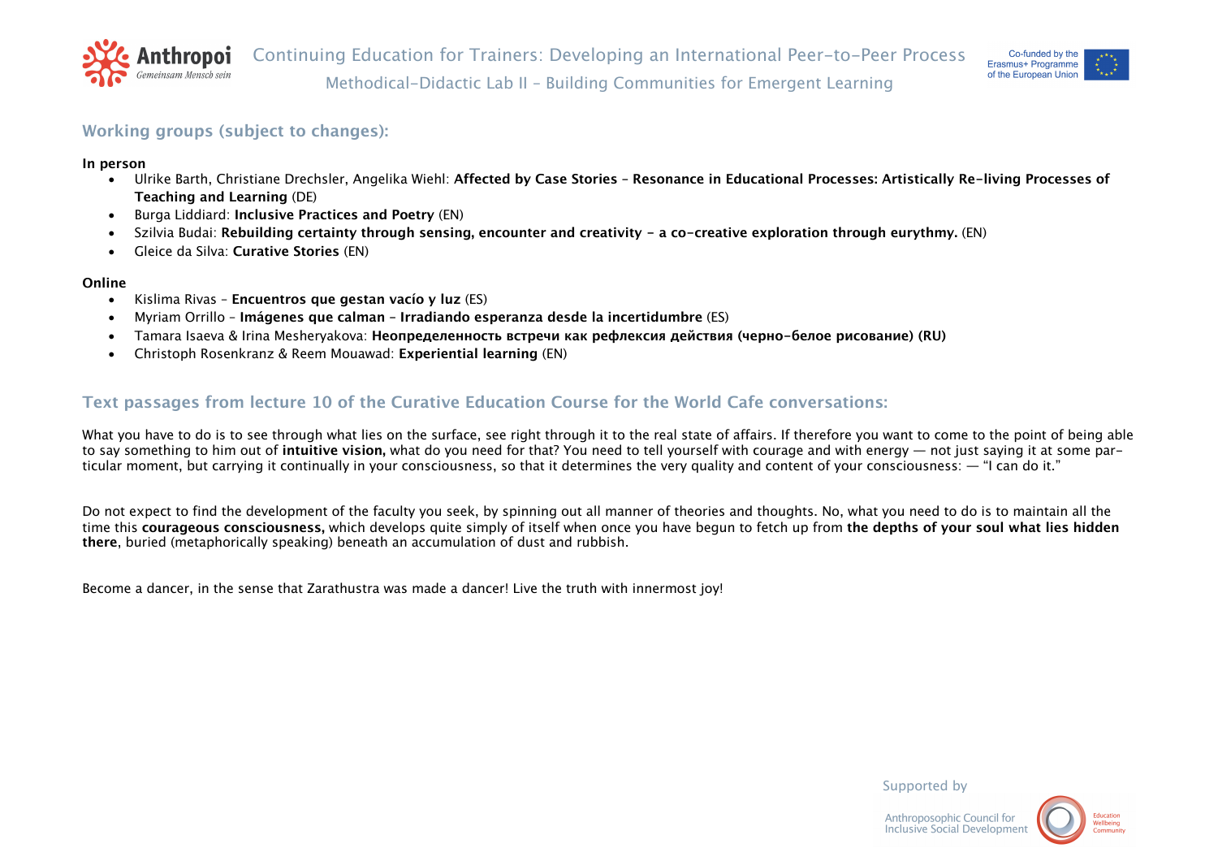## Working groups (subject to changes):

**In person**

- Ulrike Barth, Christiane Drechsler, Angelika Wiehl: **Affected by Case Stories – Resonance in Educational Processes: Artistically Re-living Processes of Teaching and Learning** (DE)
- Burga Liddiard: **Inclusive Practices and Poetry** (EN)
- Szilvia Budai: **Rebuilding certainty through sensing, encounter and creativity – a co-creative exploration through eurythmy.** (EN)
- Gleice da Silva: **Curative Stories** (EN)

**Online**

- Kislima Rivas – **Encuentros que gestan vacío y luz** (ES)
- Myriam Orrillo – **Imágenes que calman – Irradiando esperanza desde la incertidumbre** (ES)
- Tamara Isaeva & Irina Mesheryakova: **Неопределенность встречи как рефлексия действия (черно-белое рисование) (RU)**
- Christoph Rosenkranz & Reem Mouawad: **Experiential learning** (EN)

## Text passages from lecture 10 of the Curative Education Course for the World Cafe conversations:

What you have to do is to see through what lies on the surface, see right through it to the real state of affairs. If therefore you want to come to the point of being able to say something to him out of **intuitive vision,** what do you need for that? You need to tell yourself with courage and with energy — not just saying it at some particular moment, but carrying it continually in your consciousness, so that it determines the very quality and content of your consciousness: — “I can do it.”

Do not expect to find the development of the faculty you seek, by spinning out all manner of theories and thoughts. No, what you need to do is to maintain all the time this **courageous consciousness,** which develops quite simply of itself when once you have begun to fetch up from **the depths of your soul what lies hidden there**, buried (metaphorically speaking) beneath an accumulation of dust and rubbish.

Become a dancer, in the sense that Zarathustra was made a dancer! Live the truth with innermost joy!

Supported by

Anthroposophic Council for Inclusive Social Development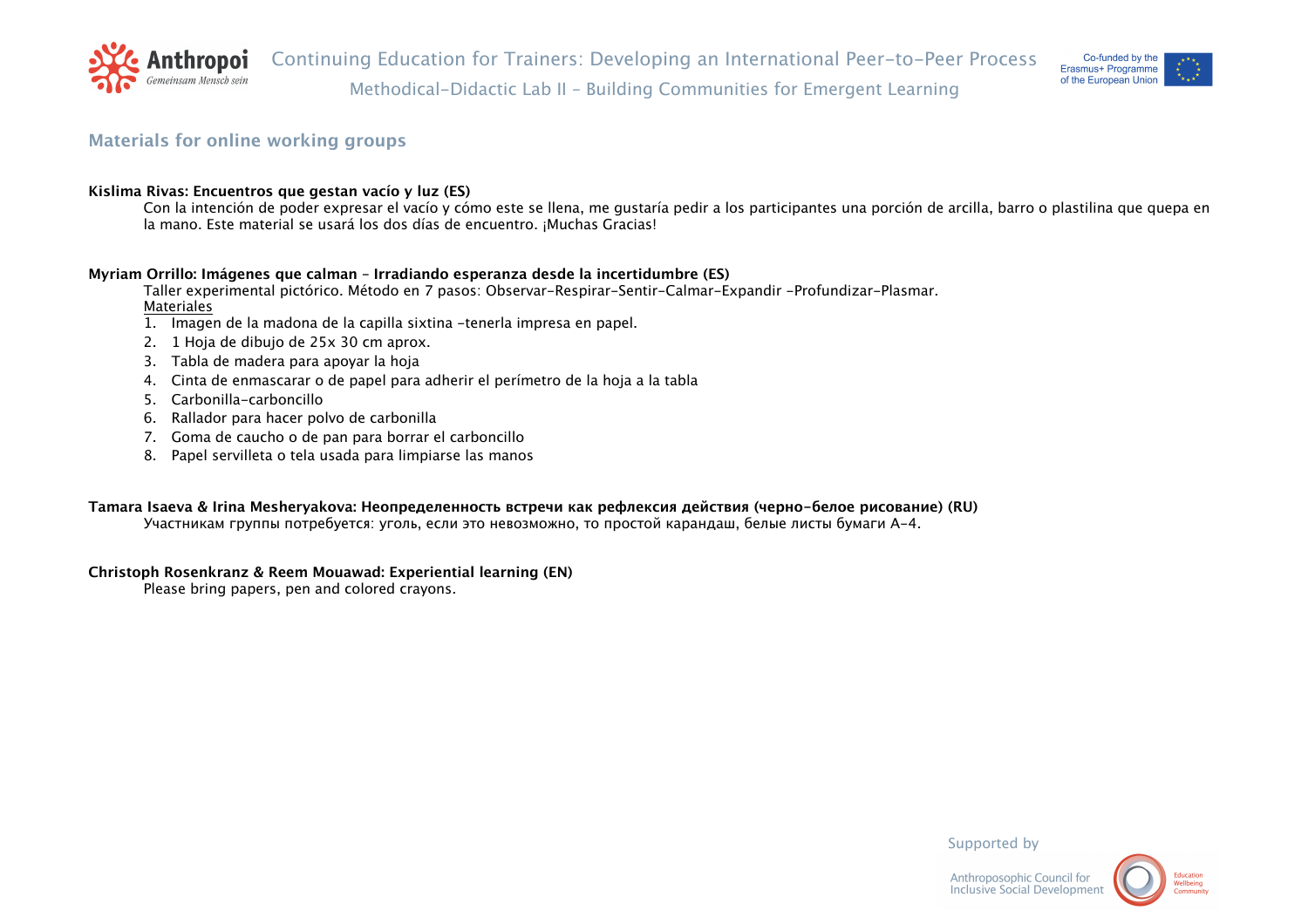## Materials for online working groups

**Kislima Rivas: Encuentros que gestan vacío y luz (ES)**

Con la intención de poder expresar el vacío y cómo este se llena, me gustaría pedir a los participantes una porción de arcilla, barro o plastilina que quepa en la mano. Este material se usará los dos días de encuentro. ¡Muchas Gracias!

**Myriam Orrillo: Imágenes que calman – Irradiando esperanza desde la incertidumbre (ES)**

Taller experimental pictórico. Método en 7 pasos: Observar-Respirar-Sentir-Calmar-Expandir -Profundizar-Plasmar.

Materiales

1. Imagen de la madona de la capilla sixtina -tenerla impresa en papel.
2. 1 Hoja de dibujo de 25x 30 cm aprox.
3. Tabla de madera para apoyar la hoja
4. Cinta de enmascarar o de papel para adherir el perímetro de la hoja a la tabla
5. Carbonilla-carboncillo
6. Rallador para hacer polvo de carbonilla
7. Goma de caucho o de pan para borrar el carboncillo
8. Papel servilleta o tela usada para limpiarse las manos

**Tamara Isaeva & Irina Mesheryakova: Неопределенность встречи как рефлексия действия (черно-белое рисование) (RU)**

Участникам группы потребуется: уголь, если это невозможно, то простой карандаш, белые листы бумаги А-4.

**Christoph Rosenkranz & Reem Mouawad: Experiential learning (EN)**

Please bring papers, pen and colored crayons.